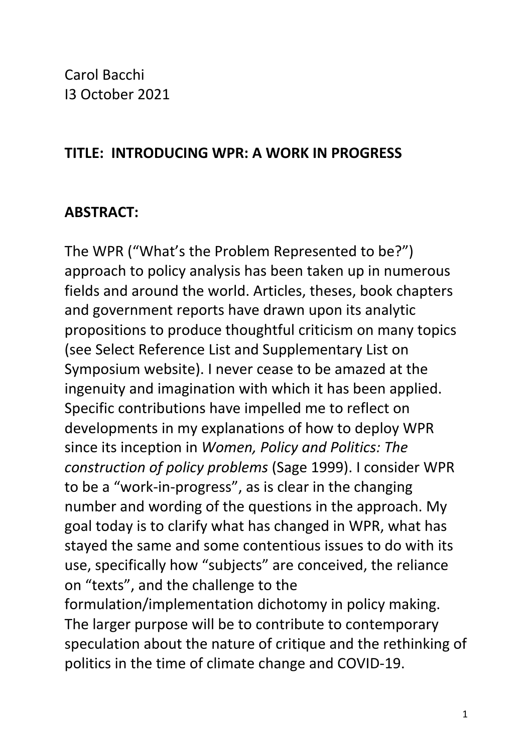Carol Bacchi
I3 October 2021

**TITLE: INTRODUCING WPR: A WORK IN PROGRESS**

**ABSTRACT:**

The WPR ("What's the Problem Represented to be?") approach to policy analysis has been taken up in numerous fields and around the world. Articles, theses, book chapters and government reports have drawn upon its analytic propositions to produce thoughtful criticism on many topics (see Select Reference List and Supplementary List on Symposium website). I never cease to be amazed at the ingenuity and imagination with which it has been applied. Specific contributions have impelled me to reflect on developments in my explanations of how to deploy WPR since its inception in *Women, Policy and Politics: The construction of policy problems* (Sage 1999). I consider WPR to be a "work-in-progress", as is clear in the changing number and wording of the questions in the approach. My goal today is to clarify what has changed in WPR, what has stayed the same and some contentious issues to do with its use, specifically how "subjects" are conceived, the reliance on "texts", and the challenge to the formulation/implementation dichotomy in policy making. The larger purpose will be to contribute to contemporary speculation about the nature of critique and the rethinking of politics in the time of climate change and COVID-19.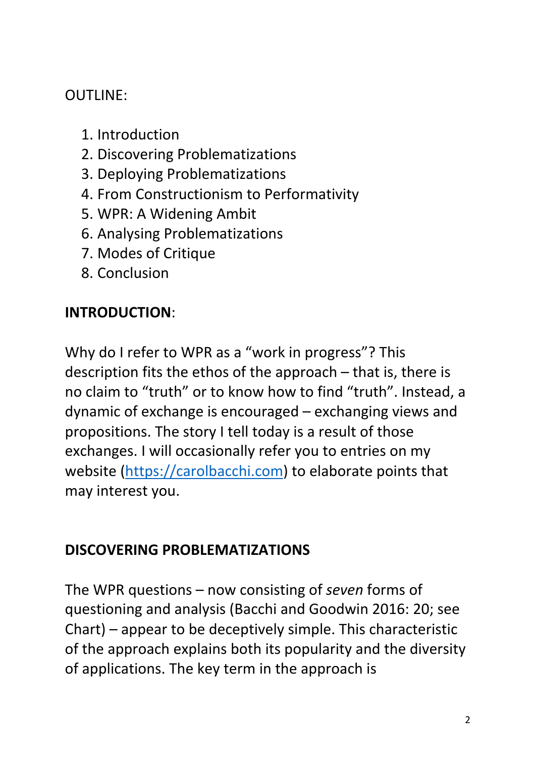OUTLINE:

1. Introduction
2. Discovering Problematizations
3. Deploying Problematizations
4. From Constructionism to Performativity
5. WPR: A Widening Ambit
6. Analysing Problematizations
7. Modes of Critique
8. Conclusion

## INTRODUCTION:

Why do I refer to WPR as a "work in progress"? This description fits the ethos of the approach – that is, there is no claim to "truth" or to know how to find "truth". Instead, a dynamic of exchange is encouraged – exchanging views and propositions. The story I tell today is a result of those exchanges. I will occasionally refer you to entries on my website ([https://carolbacchi.com](https://carolbacchi.com)) to elaborate points that may interest you.

## DISCOVERING PROBLEMATIZATIONS

The WPR questions – now consisting of *seven* forms of questioning and analysis (Bacchi and Goodwin 2016: 20; see Chart) – appear to be deceptively simple. This characteristic of the approach explains both its popularity and the diversity of applications. The key term in the approach is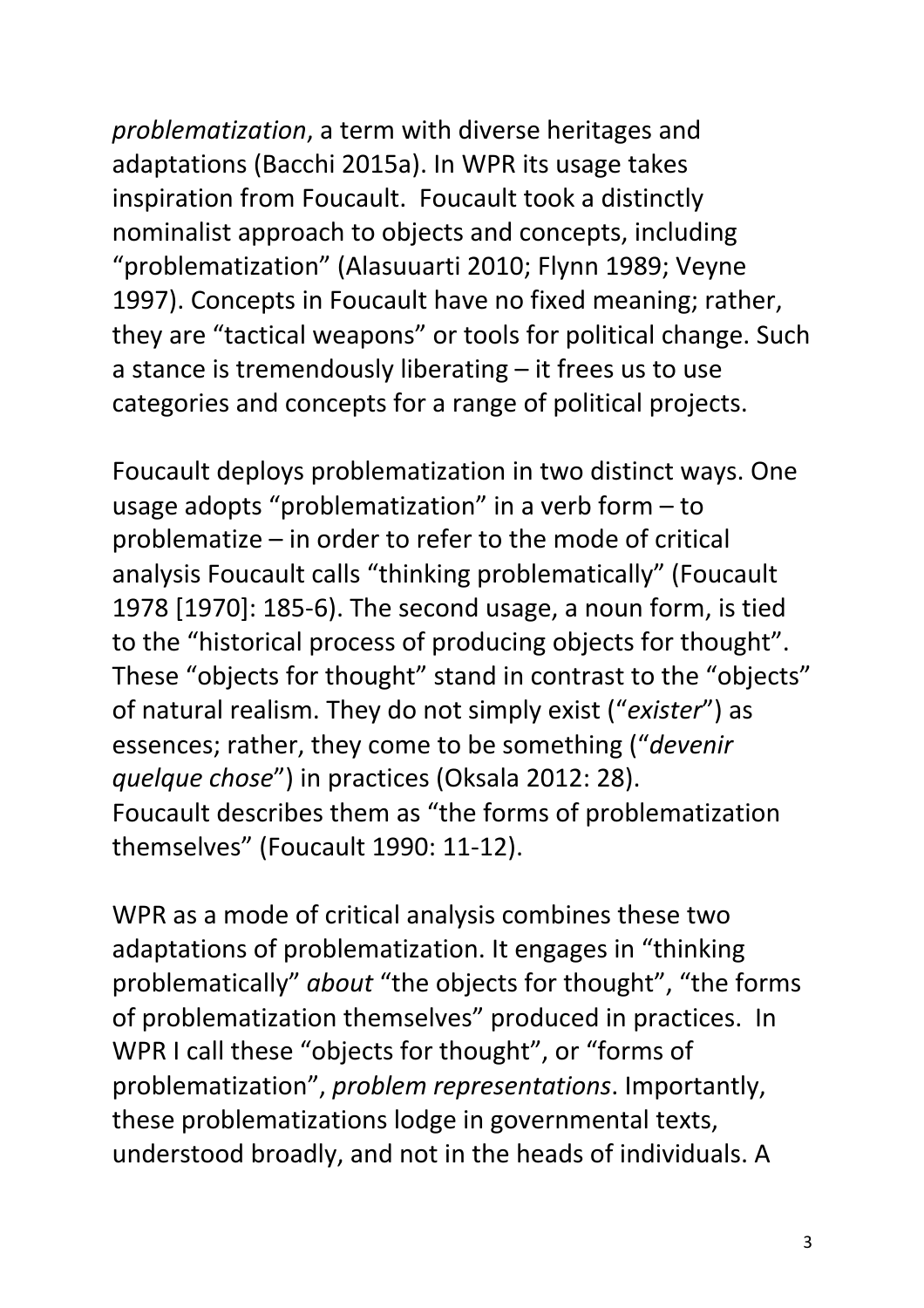*problematization*, a term with diverse heritages and adaptations (Bacchi 2015a). In WPR its usage takes inspiration from Foucault. Foucault took a distinctly nominalist approach to objects and concepts, including "problematization" (Alasuuarti 2010; Flynn 1989; Veyne 1997). Concepts in Foucault have no fixed meaning; rather, they are "tactical weapons" or tools for political change. Such a stance is tremendously liberating – it frees us to use categories and concepts for a range of political projects.

Foucault deploys problematization in two distinct ways. One usage adopts "problematization" in a verb form – to problematize – in order to refer to the mode of critical analysis Foucault calls "thinking problematically" (Foucault 1978 [1970]: 185-6). The second usage, a noun form, is tied to the "historical process of producing objects for thought". These "objects for thought" stand in contrast to the "objects" of natural realism. They do not simply exist ("*exister*") as essences; rather, they come to be something ("*devenir quelque chose*") in practices (Oksala 2012: 28). Foucault describes them as "the forms of problematization themselves" (Foucault 1990: 11-12).

WPR as a mode of critical analysis combines these two adaptations of problematization. It engages in "thinking problematically" *about* "the objects for thought", "the forms of problematization themselves" produced in practices. In WPR I call these "objects for thought", or "forms of problematization", *problem representations*. Importantly, these problematizations lodge in governmental texts, understood broadly, and not in the heads of individuals. A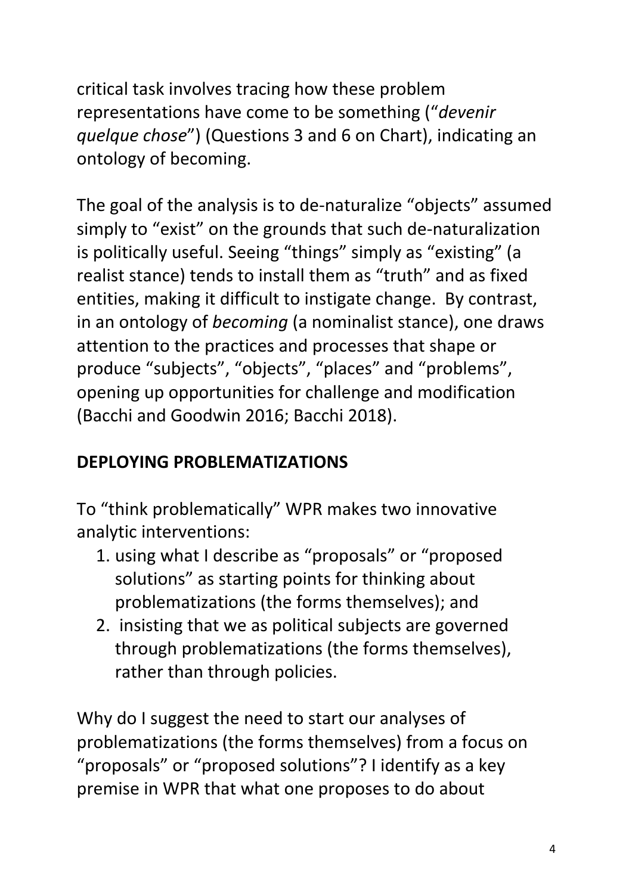critical task involves tracing how these problem representations have come to be something ("*devenir quelque chose*") (Questions 3 and 6 on Chart), indicating an ontology of becoming.

The goal of the analysis is to de-naturalize "objects" assumed simply to "exist" on the grounds that such de-naturalization is politically useful. Seeing "things" simply as "existing" (a realist stance) tends to install them as "truth" and as fixed entities, making it difficult to instigate change. By contrast, in an ontology of *becoming* (a nominalist stance), one draws attention to the practices and processes that shape or produce "subjects", "objects", "places" and "problems", opening up opportunities for challenge and modification (Bacchi and Goodwin 2016; Bacchi 2018).

## DEPLOYING PROBLEMATIZATIONS

To "think problematically" WPR makes two innovative analytic interventions:

1. using what I describe as "proposals" or "proposed solutions" as starting points for thinking about problematizations (the forms themselves); and
2. insisting that we as political subjects are governed through problematizations (the forms themselves), rather than through policies.

Why do I suggest the need to start our analyses of problematizations (the forms themselves) from a focus on "proposals" or "proposed solutions"? I identify as a key premise in WPR that what one proposes to do about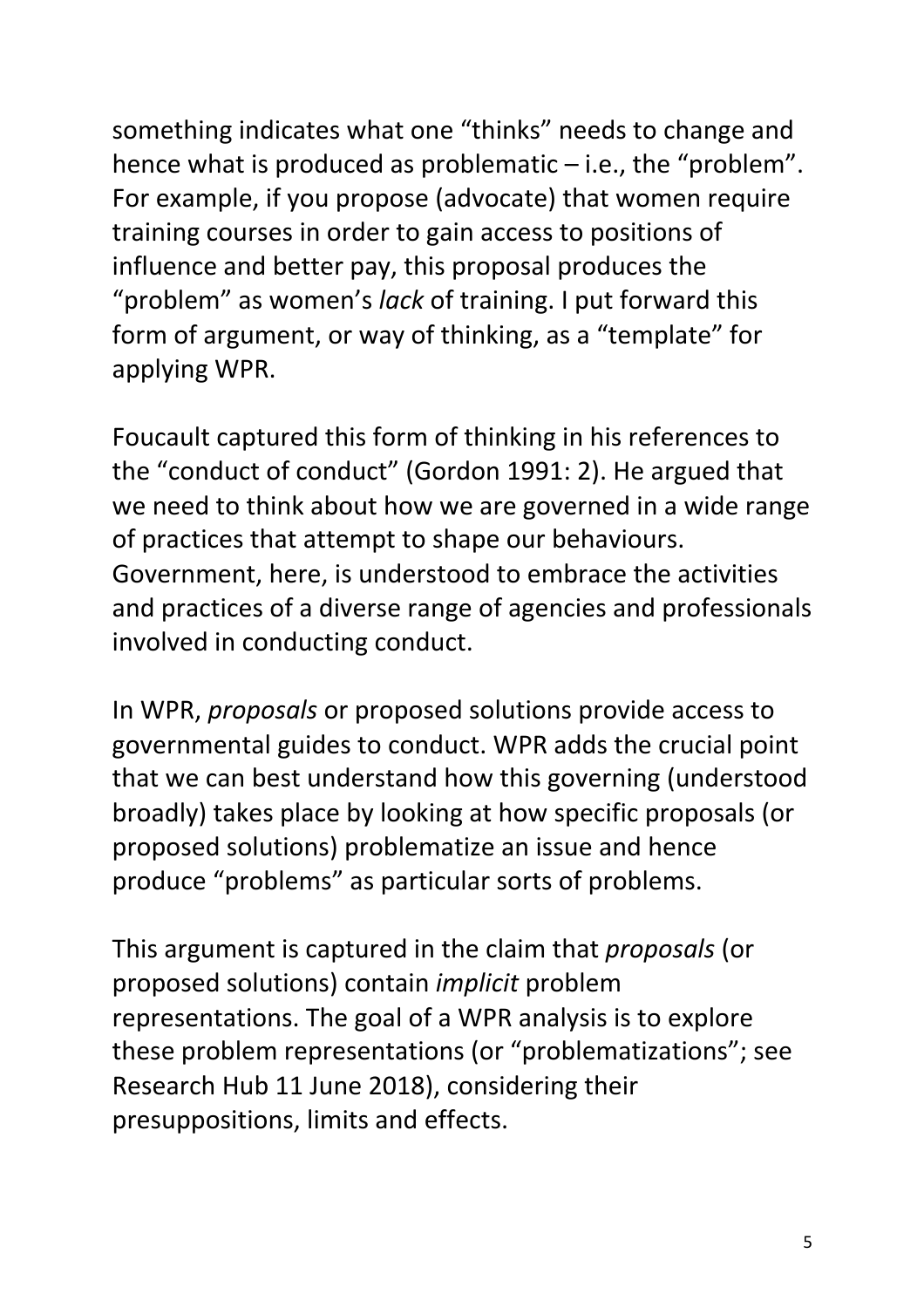something indicates what one "thinks" needs to change and hence what is produced as problematic – i.e., the "problem". For example, if you propose (advocate) that women require training courses in order to gain access to positions of influence and better pay, this proposal produces the "problem" as women's *lack* of training. I put forward this form of argument, or way of thinking, as a "template" for applying WPR.

Foucault captured this form of thinking in his references to the "conduct of conduct" (Gordon 1991: 2). He argued that we need to think about how we are governed in a wide range of practices that attempt to shape our behaviours. Government, here, is understood to embrace the activities and practices of a diverse range of agencies and professionals involved in conducting conduct.

In WPR, *proposals* or proposed solutions provide access to governmental guides to conduct. WPR adds the crucial point that we can best understand how this governing (understood broadly) takes place by looking at how specific proposals (or proposed solutions) problematize an issue and hence produce "problems" as particular sorts of problems.

This argument is captured in the claim that *proposals* (or proposed solutions) contain *implicit* problem representations. The goal of a WPR analysis is to explore these problem representations (or "problematizations"; see Research Hub 11 June 2018), considering their presuppositions, limits and effects.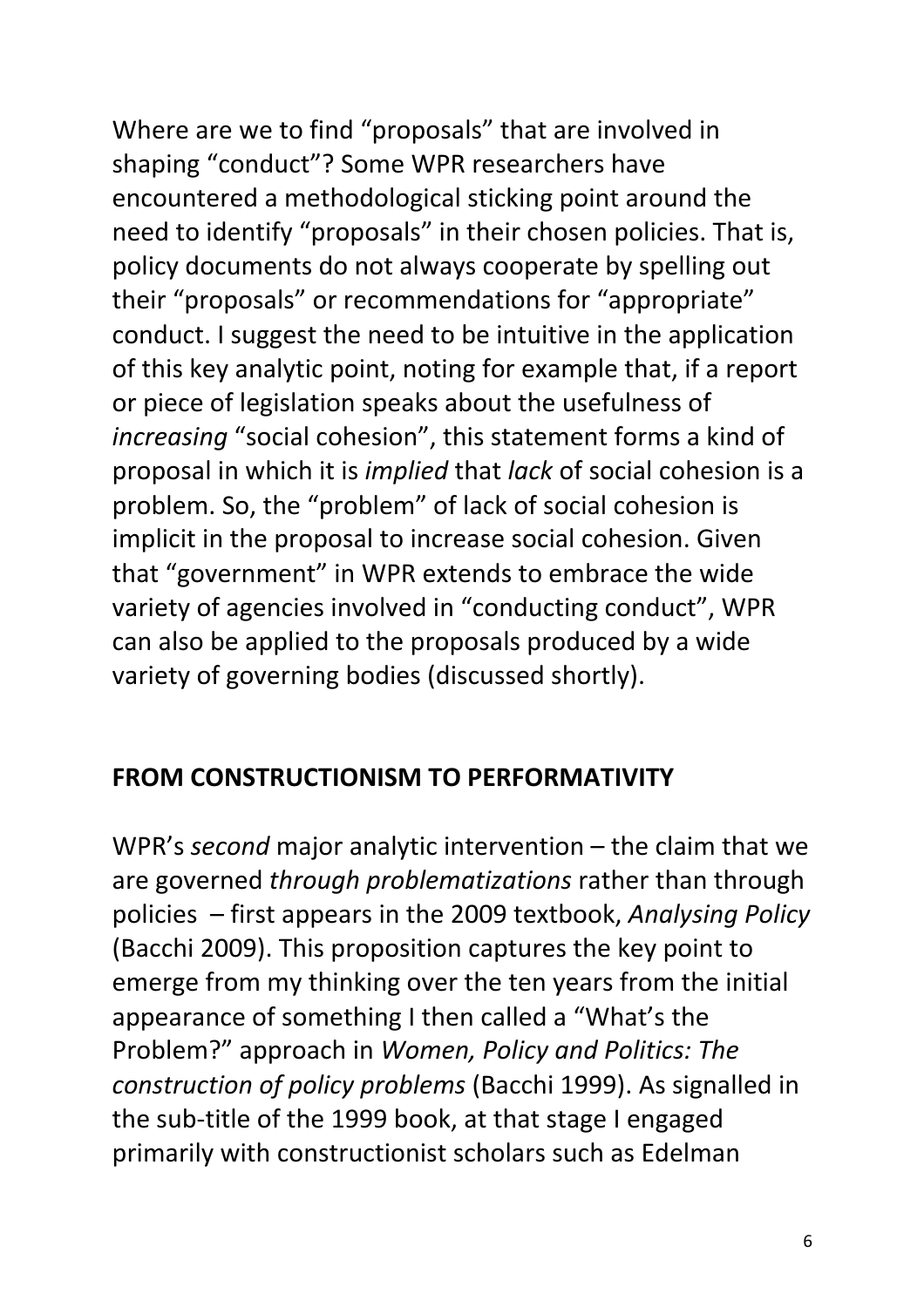Where are we to find “proposals” that are involved in shaping “conduct”? Some WPR researchers have encountered a methodological sticking point around the need to identify “proposals” in their chosen policies. That is, policy documents do not always cooperate by spelling out their “proposals” or recommendations for “appropriate” conduct. I suggest the need to be intuitive in the application of this key analytic point, noting for example that, if a report or piece of legislation speaks about the usefulness of *increasing* “social cohesion”, this statement forms a kind of proposal in which it is *implied* that *lack* of social cohesion is a problem. So, the “problem” of lack of social cohesion is implicit in the proposal to increase social cohesion. Given that “government” in WPR extends to embrace the wide variety of agencies involved in “conducting conduct”, WPR can also be applied to the proposals produced by a wide variety of governing bodies (discussed shortly).

## FROM CONSTRUCTIONISM TO PERFORMATIVITY

WPR’s *second* major analytic intervention – the claim that we are governed *through problematizations* rather than through policies – first appears in the 2009 textbook, *Analysing Policy* (Bacchi 2009). This proposition captures the key point to emerge from my thinking over the ten years from the initial appearance of something I then called a “What’s the Problem?” approach in *Women, Policy and Politics: The construction of policy problems* (Bacchi 1999). As signalled in the sub-title of the 1999 book, at that stage I engaged primarily with constructionist scholars such as Edelman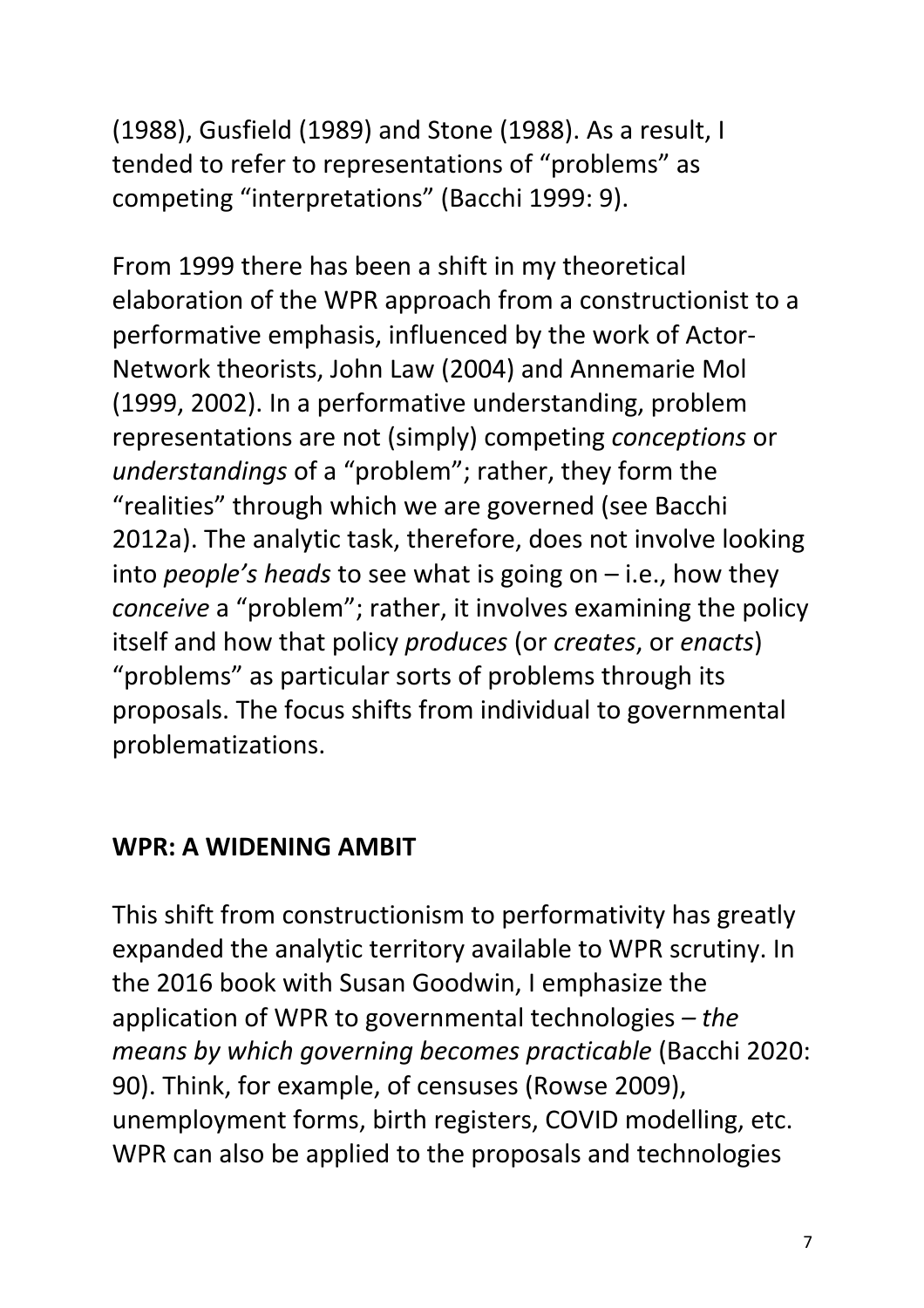(1988), Gusfield (1989) and Stone (1988). As a result, I tended to refer to representations of "problems" as competing "interpretations" (Bacchi 1999: 9).

From 1999 there has been a shift in my theoretical elaboration of the WPR approach from a constructionist to a performative emphasis, influenced by the work of Actor-Network theorists, John Law (2004) and Annemarie Mol (1999, 2002). In a performative understanding, problem representations are not (simply) competing *conceptions* or *understandings* of a "problem"; rather, they form the "realities" through which we are governed (see Bacchi 2012a). The analytic task, therefore, does not involve looking into *people's heads* to see what is going on – i.e., how they *conceive* a "problem"; rather, it involves examining the policy itself and how that policy *produces* (or *creates*, or *enacts*) "problems" as particular sorts of problems through its proposals. The focus shifts from individual to governmental problematizations.

## WPR: A WIDENING AMBIT

This shift from constructionism to performativity has greatly expanded the analytic territory available to WPR scrutiny. In the 2016 book with Susan Goodwin, I emphasize the application of WPR to governmental technologies – *the means by which governing becomes practicable* (Bacchi 2020: 90). Think, for example, of censuses (Rowse 2009), unemployment forms, birth registers, COVID modelling, etc. WPR can also be applied to the proposals and technologies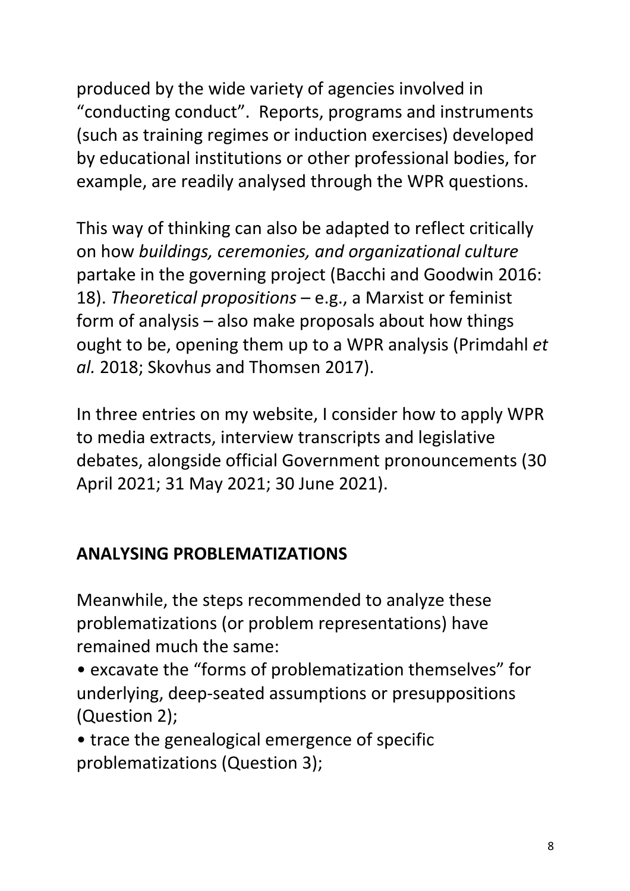produced by the wide variety of agencies involved in "conducting conduct". Reports, programs and instruments (such as training regimes or induction exercises) developed by educational institutions or other professional bodies, for example, are readily analysed through the WPR questions.

This way of thinking can also be adapted to reflect critically on how *buildings, ceremonies, and organizational culture* partake in the governing project (Bacchi and Goodwin 2016: 18). *Theoretical propositions* – e.g., a Marxist or feminist form of analysis – also make proposals about how things ought to be, opening them up to a WPR analysis (Primdahl *et al.* 2018; Skovhus and Thomsen 2017).

In three entries on my website, I consider how to apply WPR to media extracts, interview transcripts and legislative debates, alongside official Government pronouncements (30 April 2021; 31 May 2021; 30 June 2021).

## ANALYSING PROBLEMATIZATIONS

Meanwhile, the steps recommended to analyze these problematizations (or problem representations) have remained much the same:

- excavate the "forms of problematization themselves" for underlying, deep-seated assumptions or presuppositions (Question 2);
- trace the genealogical emergence of specific problematizations (Question 3);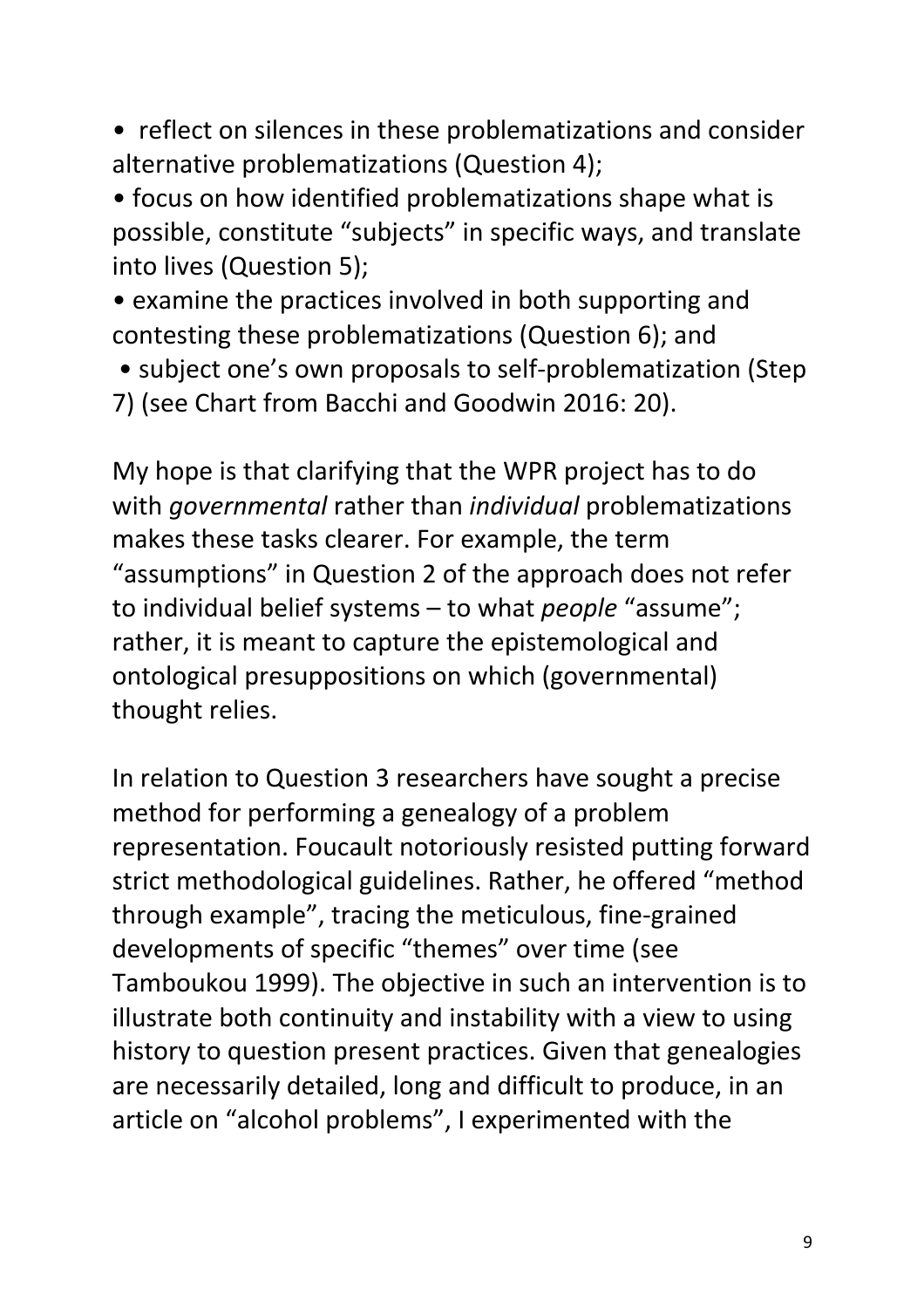- reflect on silences in these problematizations and consider alternative problematizations (Question 4);
- focus on how identified problematizations shape what is possible, constitute "subjects" in specific ways, and translate into lives (Question 5);
- examine the practices involved in both supporting and contesting these problematizations (Question 6); and
- subject one's own proposals to self-problematization (Step 7) (see Chart from Bacchi and Goodwin 2016: 20).

My hope is that clarifying that the WPR project has to do with *governmental* rather than *individual* problematizations makes these tasks clearer. For example, the term "assumptions" in Question 2 of the approach does not refer to individual belief systems – to what *people* "assume"; rather, it is meant to capture the epistemological and ontological presuppositions on which (governmental) thought relies.

In relation to Question 3 researchers have sought a precise method for performing a genealogy of a problem representation. Foucault notoriously resisted putting forward strict methodological guidelines. Rather, he offered "method through example", tracing the meticulous, fine-grained developments of specific "themes" over time (see Tamboukou 1999). The objective in such an intervention is to illustrate both continuity and instability with a view to using history to question present practices. Given that genealogies are necessarily detailed, long and difficult to produce, in an article on "alcohol problems", I experimented with the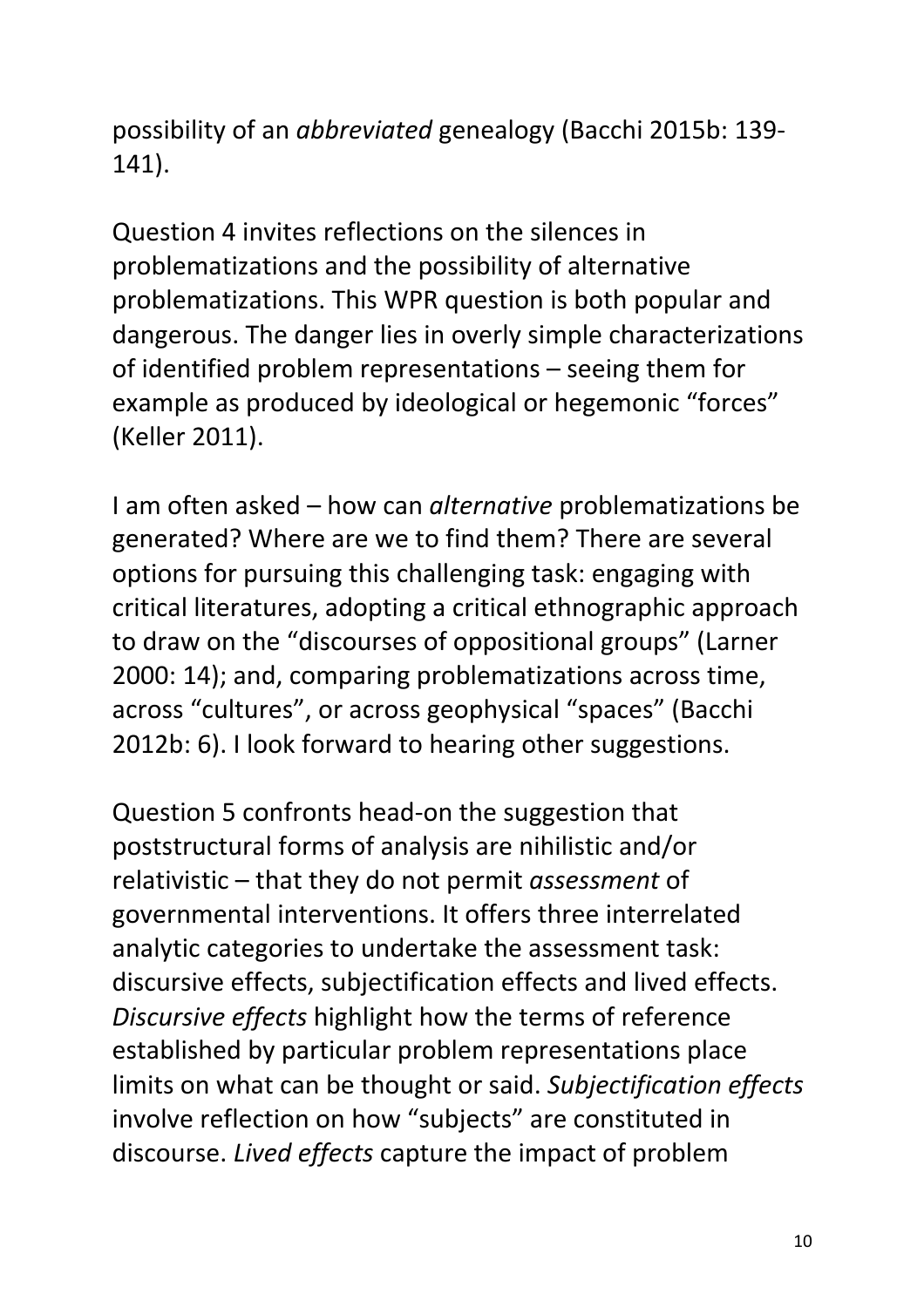possibility of an *abbreviated* genealogy (Bacchi 2015b: 139-141).

Question 4 invites reflections on the silences in problematizations and the possibility of alternative problematizations. This WPR question is both popular and dangerous. The danger lies in overly simple characterizations of identified problem representations – seeing them for example as produced by ideological or hegemonic "forces" (Keller 2011).

I am often asked – how can *alternative* problematizations be generated? Where are we to find them? There are several options for pursuing this challenging task: engaging with critical literatures, adopting a critical ethnographic approach to draw on the "discourses of oppositional groups" (Larner 2000: 14); and, comparing problematizations across time, across "cultures", or across geophysical "spaces" (Bacchi 2012b: 6). I look forward to hearing other suggestions.

Question 5 confronts head-on the suggestion that poststructural forms of analysis are nihilistic and/or relativistic – that they do not permit *assessment* of governmental interventions. It offers three interrelated analytic categories to undertake the assessment task: discursive effects, subjectification effects and lived effects. *Discursive effects* highlight how the terms of reference established by particular problem representations place limits on what can be thought or said. *Subjectification effects* involve reflection on how "subjects" are constituted in discourse. *Lived effects* capture the impact of problem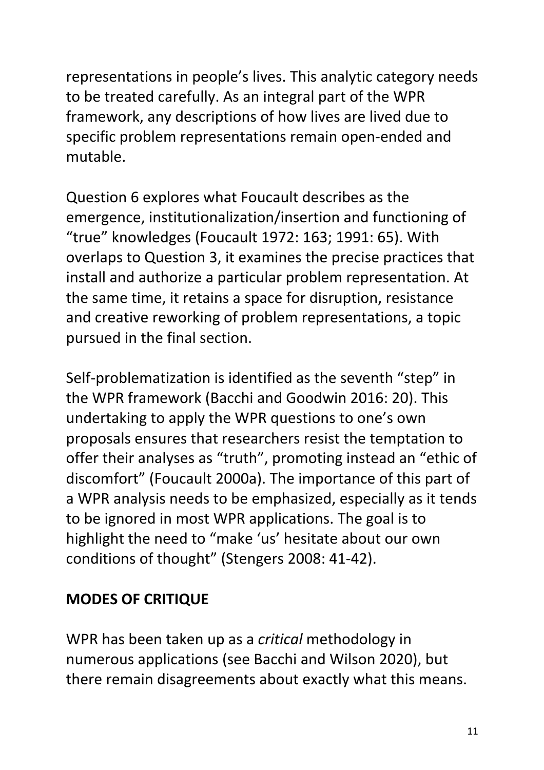representations in people’s lives. This analytic category needs to be treated carefully. As an integral part of the WPR framework, any descriptions of how lives are lived due to specific problem representations remain open-ended and mutable.

Question 6 explores what Foucault describes as the emergence, institutionalization/insertion and functioning of “true” knowledges (Foucault 1972: 163; 1991: 65). With overlaps to Question 3, it examines the precise practices that install and authorize a particular problem representation. At the same time, it retains a space for disruption, resistance and creative reworking of problem representations, a topic pursued in the final section.

Self-problematization is identified as the seventh “step” in the WPR framework (Bacchi and Goodwin 2016: 20). This undertaking to apply the WPR questions to one’s own proposals ensures that researchers resist the temptation to offer their analyses as “truth”, promoting instead an “ethic of discomfort” (Foucault 2000a). The importance of this part of a WPR analysis needs to be emphasized, especially as it tends to be ignored in most WPR applications. The goal is to highlight the need to “make ‘us’ hesitate about our own conditions of thought” (Stengers 2008: 41-42).

## MODES OF CRITIQUE

WPR has been taken up as a *critical* methodology in numerous applications (see Bacchi and Wilson 2020), but there remain disagreements about exactly what this means.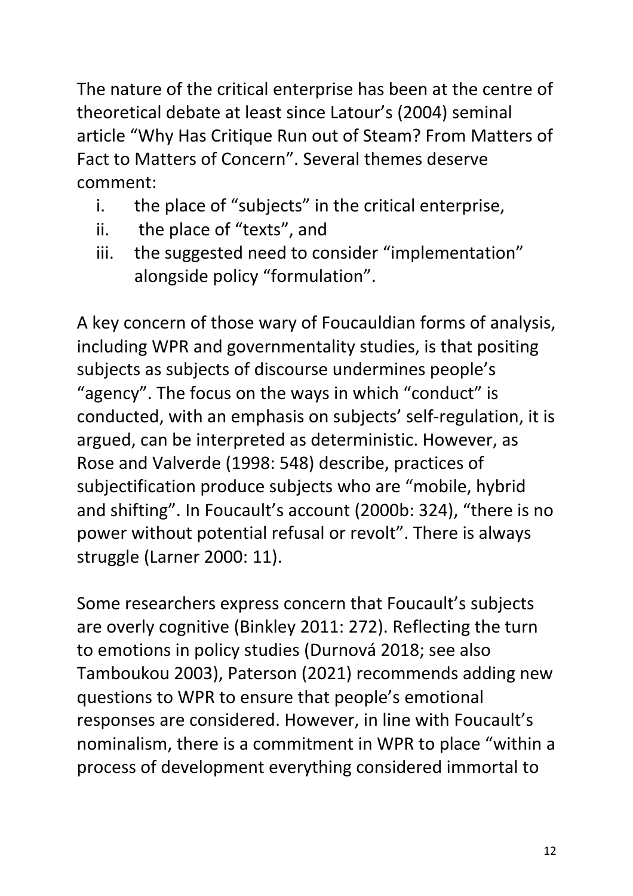The nature of the critical enterprise has been at the centre of theoretical debate at least since Latour's (2004) seminal article "Why Has Critique Run out of Steam? From Matters of Fact to Matters of Concern". Several themes deserve comment:

i. the place of "subjects" in the critical enterprise,
ii. the place of "texts", and
iii. the suggested need to consider "implementation" alongside policy "formulation".

A key concern of those wary of Foucauldian forms of analysis, including WPR and governmentality studies, is that positing subjects as subjects of discourse undermines people's "agency". The focus on the ways in which "conduct" is conducted, with an emphasis on subjects' self-regulation, it is argued, can be interpreted as deterministic. However, as Rose and Valverde (1998: 548) describe, practices of subjectification produce subjects who are "mobile, hybrid and shifting". In Foucault's account (2000b: 324), "there is no power without potential refusal or revolt". There is always struggle (Larner 2000: 11).

Some researchers express concern that Foucault's subjects are overly cognitive (Binkley 2011: 272). Reflecting the turn to emotions in policy studies (Durnová 2018; see also Tamboukou 2003), Paterson (2021) recommends adding new questions to WPR to ensure that people's emotional responses are considered. However, in line with Foucault's nominalism, there is a commitment in WPR to place "within a process of development everything considered immortal to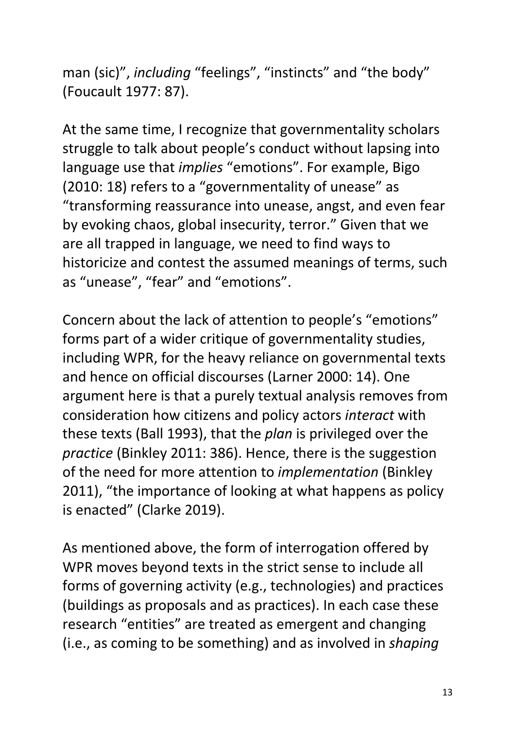man (sic)", *including* "feelings", "instincts" and "the body" (Foucault 1977: 87).

At the same time, I recognize that governmentality scholars struggle to talk about people's conduct without lapsing into language use that *implies* "emotions". For example, Bigo (2010: 18) refers to a "governmentality of unease" as "transforming reassurance into unease, angst, and even fear by evoking chaos, global insecurity, terror." Given that we are all trapped in language, we need to find ways to historicize and contest the assumed meanings of terms, such as "unease", "fear" and "emotions".

Concern about the lack of attention to people's "emotions" forms part of a wider critique of governmentality studies, including WPR, for the heavy reliance on governmental texts and hence on official discourses (Larner 2000: 14). One argument here is that a purely textual analysis removes from consideration how citizens and policy actors *interact* with these texts (Ball 1993), that the *plan* is privileged over the *practice* (Binkley 2011: 386). Hence, there is the suggestion of the need for more attention to *implementation* (Binkley 2011), "the importance of looking at what happens as policy is enacted" (Clarke 2019).

As mentioned above, the form of interrogation offered by WPR moves beyond texts in the strict sense to include all forms of governing activity (e.g., technologies) and practices (buildings as proposals and as practices). In each case these research "entities" are treated as emergent and changing (i.e., as coming to be something) and as involved in *shaping*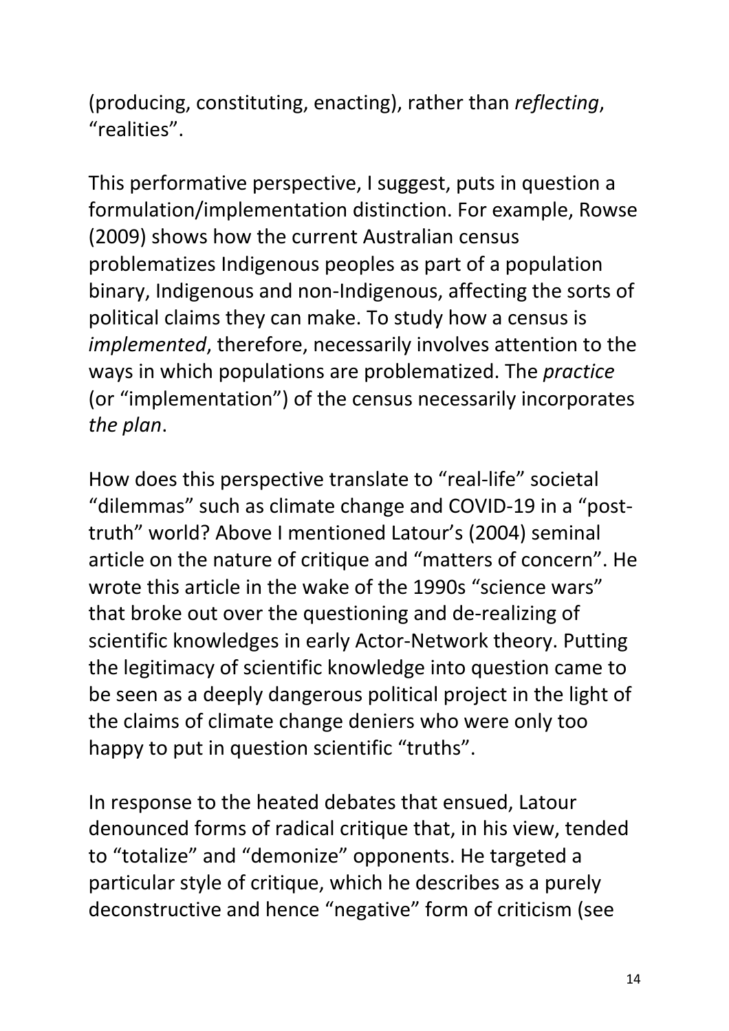(producing, constituting, enacting), rather than *reflecting*, "realities".

This performative perspective, I suggest, puts in question a formulation/implementation distinction. For example, Rowse (2009) shows how the current Australian census problematizes Indigenous peoples as part of a population binary, Indigenous and non-Indigenous, affecting the sorts of political claims they can make. To study how a census is *implemented*, therefore, necessarily involves attention to the ways in which populations are problematized. The *practice* (or "implementation") of the census necessarily incorporates *the plan*.

How does this perspective translate to "real-life" societal "dilemmas" such as climate change and COVID-19 in a "post-truth" world? Above I mentioned Latour's (2004) seminal article on the nature of critique and "matters of concern". He wrote this article in the wake of the 1990s "science wars" that broke out over the questioning and de-realizing of scientific knowledges in early Actor-Network theory. Putting the legitimacy of scientific knowledge into question came to be seen as a deeply dangerous political project in the light of the claims of climate change deniers who were only too happy to put in question scientific "truths".

In response to the heated debates that ensued, Latour denounced forms of radical critique that, in his view, tended to "totalize" and "demonize" opponents. He targeted a particular style of critique, which he describes as a purely deconstructive and hence "negative" form of criticism (see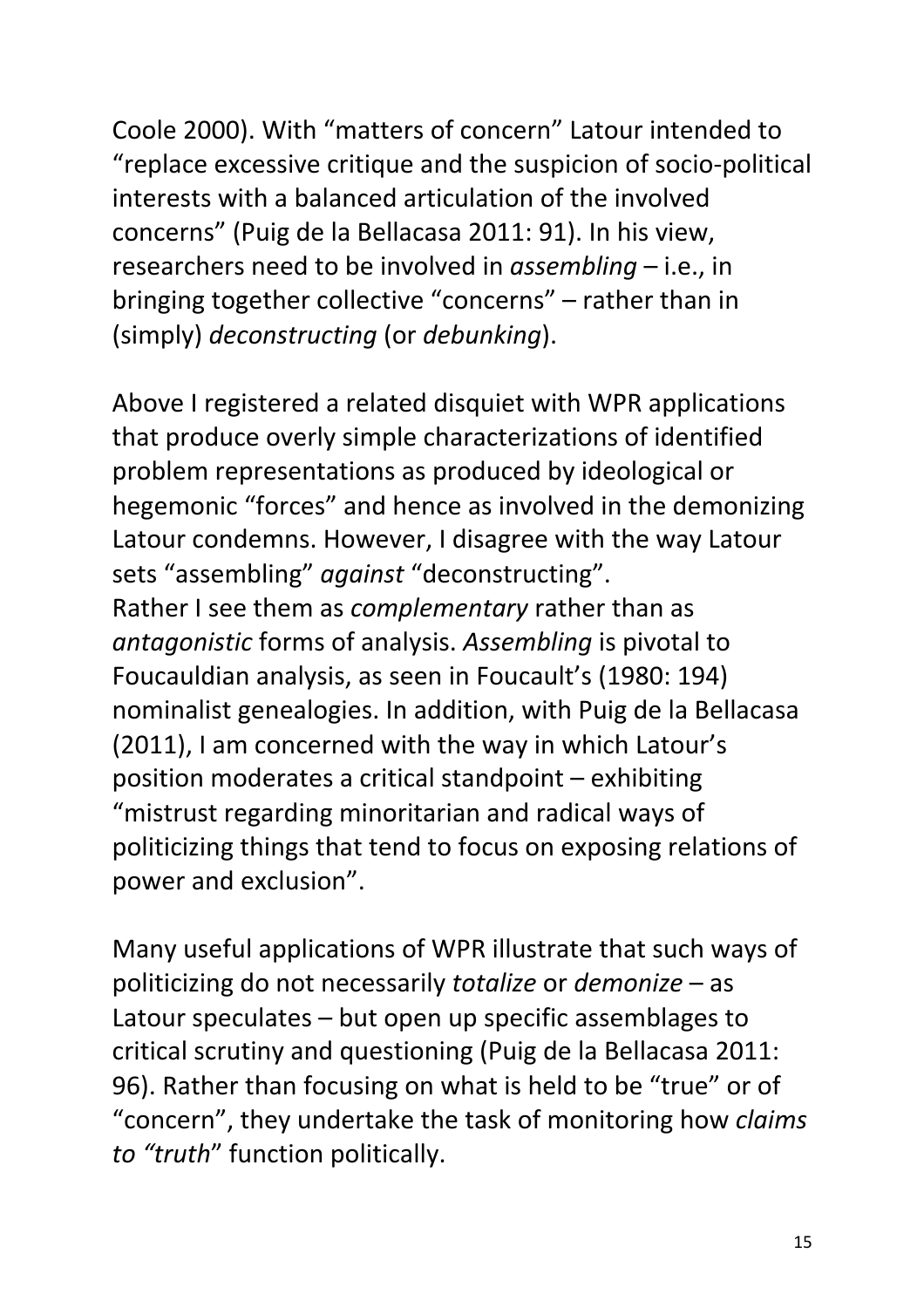Coole 2000). With “matters of concern” Latour intended to “replace excessive critique and the suspicion of socio-political interests with a balanced articulation of the involved concerns” (Puig de la Bellacasa 2011: 91). In his view, researchers need to be involved in *assembling* – i.e., in bringing together collective “concerns” – rather than in (simply) *deconstructing* (or *debunking*).

Above I registered a related disquiet with WPR applications that produce overly simple characterizations of identified problem representations as produced by ideological or hegemonic “forces” and hence as involved in the demonizing Latour condemns. However, I disagree with the way Latour sets “assembling” *against* “deconstructing”. Rather I see them as *complementary* rather than as *antagonistic* forms of analysis. *Assembling* is pivotal to Foucauldian analysis, as seen in Foucault’s (1980: 194) nominalist genealogies. In addition, with Puig de la Bellacasa (2011), I am concerned with the way in which Latour’s position moderates a critical standpoint – exhibiting “mistrust regarding minoritarian and radical ways of politicizing things that tend to focus on exposing relations of power and exclusion”.

Many useful applications of WPR illustrate that such ways of politicizing do not necessarily *totalize* or *demonize* – as Latour speculates – but open up specific assemblages to critical scrutiny and questioning (Puig de la Bellacasa 2011: 96). Rather than focusing on what is held to be “true” or of “concern”, they undertake the task of monitoring how *claims to “truth*” function politically.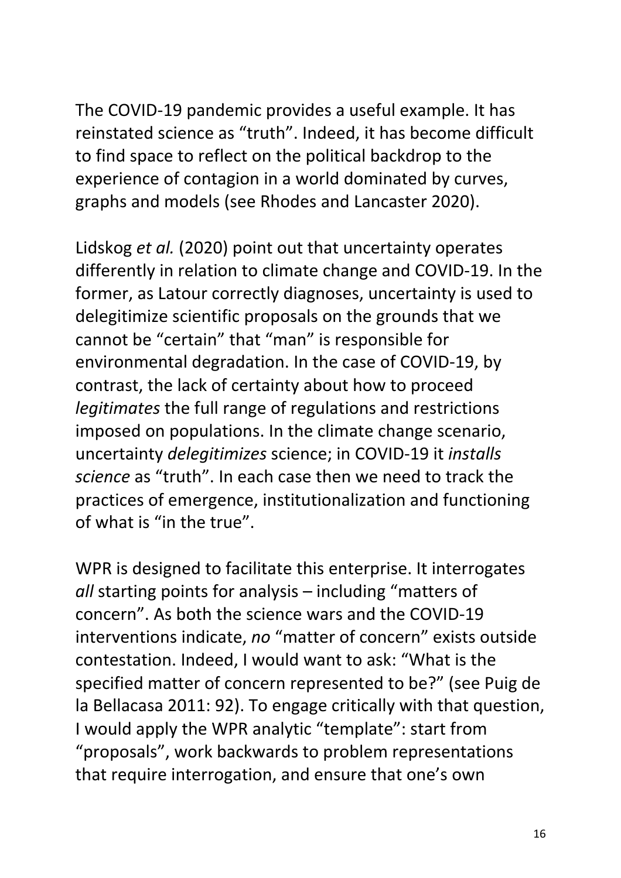The COVID-19 pandemic provides a useful example. It has reinstated science as "truth". Indeed, it has become difficult to find space to reflect on the political backdrop to the experience of contagion in a world dominated by curves, graphs and models (see Rhodes and Lancaster 2020).

Lidskog *et al.* (2020) point out that uncertainty operates differently in relation to climate change and COVID-19. In the former, as Latour correctly diagnoses, uncertainty is used to delegitimize scientific proposals on the grounds that we cannot be "certain" that "man" is responsible for environmental degradation. In the case of COVID-19, by contrast, the lack of certainty about how to proceed *legitimates* the full range of regulations and restrictions imposed on populations. In the climate change scenario, uncertainty *delegitimizes* science; in COVID-19 it *installs science* as "truth". In each case then we need to track the practices of emergence, institutionalization and functioning of what is "in the true".

WPR is designed to facilitate this enterprise. It interrogates *all* starting points for analysis – including "matters of concern". As both the science wars and the COVID-19 interventions indicate, *no* "matter of concern" exists outside contestation. Indeed, I would want to ask: "What is the specified matter of concern represented to be?" (see Puig de la Bellacasa 2011: 92). To engage critically with that question, I would apply the WPR analytic "template": start from "proposals", work backwards to problem representations that require interrogation, and ensure that one's own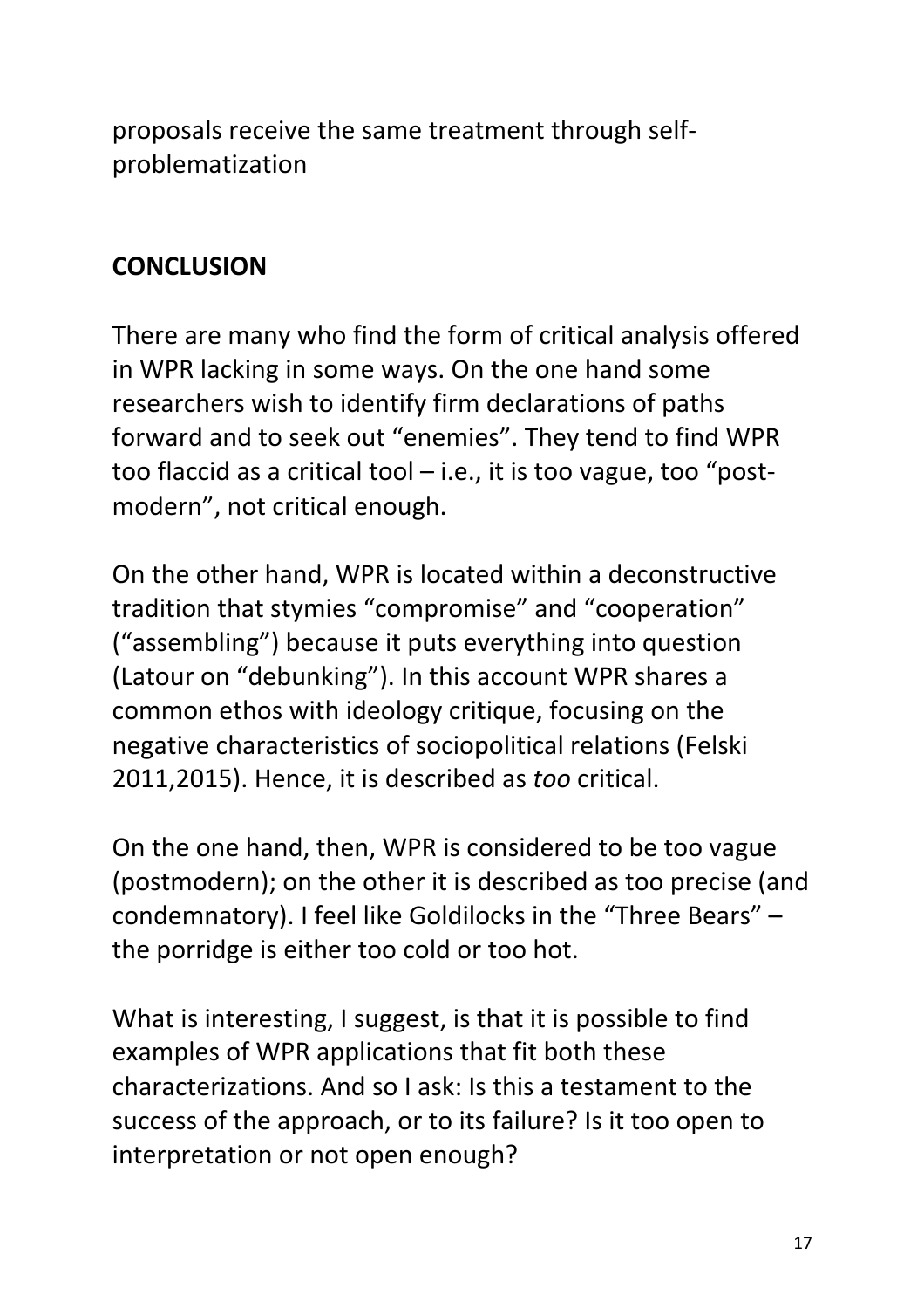proposals receive the same treatment through self-problematization

**CONCLUSION**

There are many who find the form of critical analysis offered in WPR lacking in some ways. On the one hand some researchers wish to identify firm declarations of paths forward and to seek out "enemies". They tend to find WPR too flaccid as a critical tool – i.e., it is too vague, too "post-modern", not critical enough.

On the other hand, WPR is located within a deconstructive tradition that stymies "compromise" and "cooperation" ("assembling") because it puts everything into question (Latour on "debunking"). In this account WPR shares a common ethos with ideology critique, focusing on the negative characteristics of sociopolitical relations (Felski 2011,2015). Hence, it is described as *too* critical.

On the one hand, then, WPR is considered to be too vague (postmodern); on the other it is described as too precise (and condemnatory). I feel like Goldilocks in the "Three Bears" – the porridge is either too cold or too hot.

What is interesting, I suggest, is that it is possible to find examples of WPR applications that fit both these characterizations. And so I ask: Is this a testament to the success of the approach, or to its failure? Is it too open to interpretation or not open enough?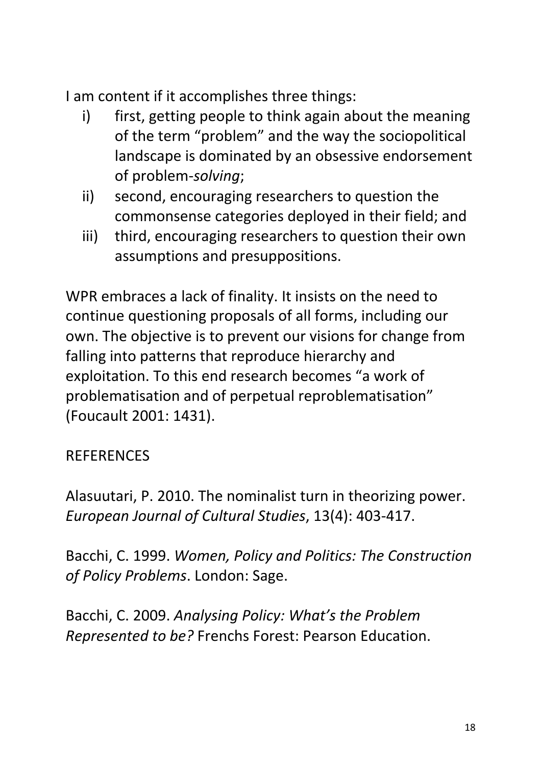I am content if it accomplishes three things:

i) first, getting people to think again about the meaning of the term "problem" and the way the sociopolitical landscape is dominated by an obsessive endorsement of problem-*solving*;
ii) second, encouraging researchers to question the commonsense categories deployed in their field; and
iii) third, encouraging researchers to question their own assumptions and presuppositions.

WPR embraces a lack of finality. It insists on the need to continue questioning proposals of all forms, including our own. The objective is to prevent our visions for change from falling into patterns that reproduce hierarchy and exploitation. To this end research becomes "a work of problematisation and of perpetual reproblematisation" (Foucault 2001: 1431).

REFERENCES

Alasuutari, P. 2010. The nominalist turn in theorizing power. *European Journal of Cultural Studies*, 13(4): 403-417.

Bacchi, C. 1999. *Women, Policy and Politics: The Construction of Policy Problems*. London: Sage.

Bacchi, C. 2009. *Analysing Policy: What's the Problem Represented to be?* Frenchs Forest: Pearson Education.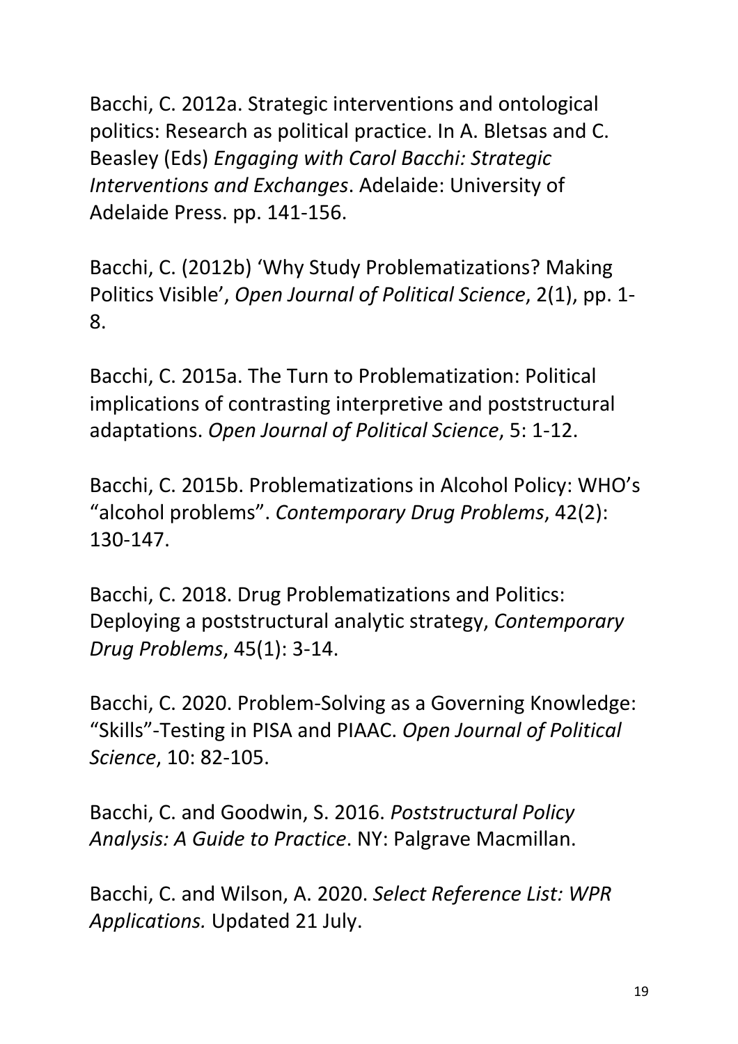Bacchi, C. 2012a. Strategic interventions and ontological politics: Research as political practice. In A. Bletsas and C. Beasley (Eds) *Engaging with Carol Bacchi: Strategic Interventions and Exchanges*. Adelaide: University of Adelaide Press. pp. 141-156.

Bacchi, C. (2012b) 'Why Study Problematizations? Making Politics Visible', *Open Journal of Political Science*, 2(1), pp. 1-8.

Bacchi, C. 2015a. The Turn to Problematization: Political implications of contrasting interpretive and poststructural adaptations. *Open Journal of Political Science*, 5: 1-12.

Bacchi, C. 2015b. Problematizations in Alcohol Policy: WHO's "alcohol problems". *Contemporary Drug Problems*, 42(2): 130-147.

Bacchi, C. 2018. Drug Problematizations and Politics: Deploying a poststructural analytic strategy, *Contemporary Drug Problems*, 45(1): 3-14.

Bacchi, C. 2020. Problem-Solving as a Governing Knowledge: "Skills"-Testing in PISA and PIAAC. *Open Journal of Political Science*, 10: 82-105.

Bacchi, C. and Goodwin, S. 2016. *Poststructural Policy Analysis: A Guide to Practice*. NY: Palgrave Macmillan.

Bacchi, C. and Wilson, A. 2020. *Select Reference List: WPR Applications.* Updated 21 July.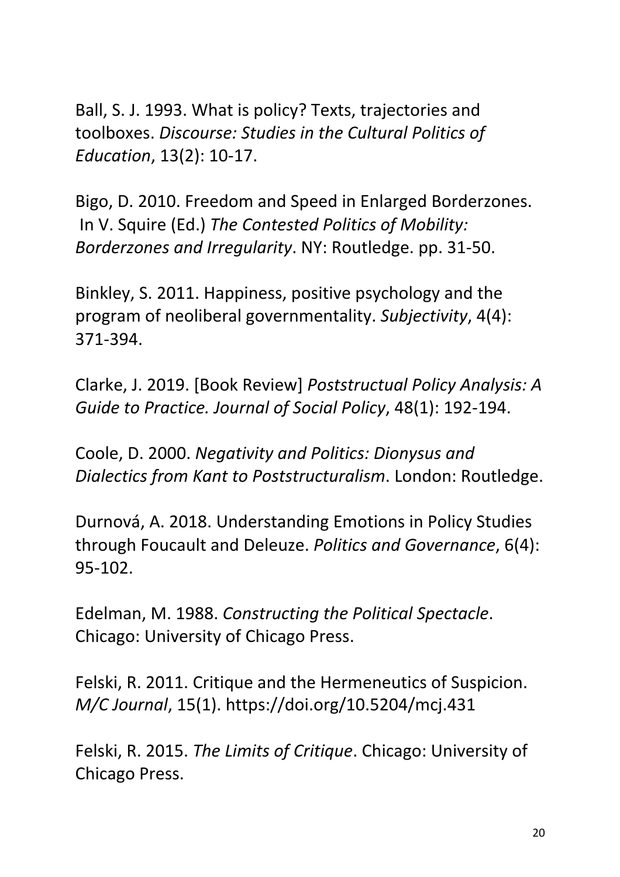Ball, S. J. 1993. What is policy? Texts, trajectories and toolboxes. *Discourse: Studies in the Cultural Politics of Education*, 13(2): 10-17.

Bigo, D. 2010. Freedom and Speed in Enlarged Borderzones. In V. Squire (Ed.) *The Contested Politics of Mobility: Borderzones and Irregularity*. NY: Routledge. pp. 31-50.

Binkley, S. 2011. Happiness, positive psychology and the program of neoliberal governmentality. *Subjectivity*, 4(4): 371-394.

Clarke, J. 2019. [Book Review] *Poststructual Policy Analysis: A Guide to Practice. Journal of Social Policy*, 48(1): 192-194.

Coole, D. 2000. *Negativity and Politics: Dionysus and Dialectics from Kant to Poststructuralism*. London: Routledge.

Durnová, A. 2018. Understanding Emotions in Policy Studies through Foucault and Deleuze. *Politics and Governance*, 6(4): 95-102.

Edelman, M. 1988. *Constructing the Political Spectacle*. Chicago: University of Chicago Press.

Felski, R. 2011. Critique and the Hermeneutics of Suspicion. *M/C Journal*, 15(1). https://doi.org/10.5204/mcj.431

Felski, R. 2015. *The Limits of Critique*. Chicago: University of Chicago Press.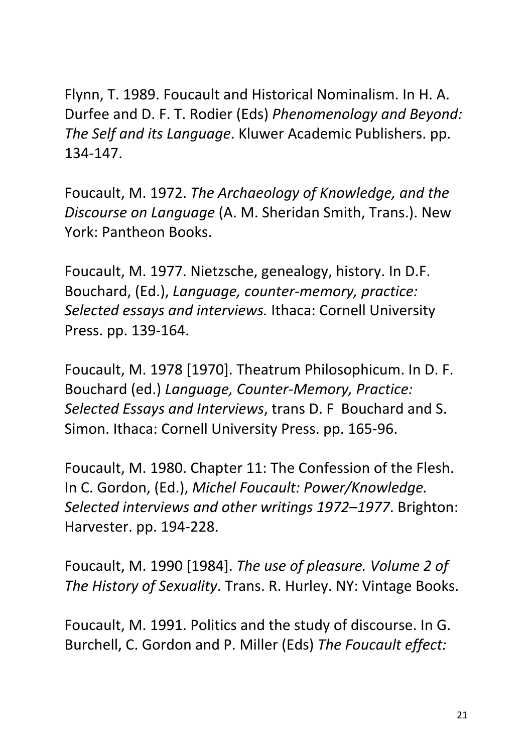Flynn, T. 1989. Foucault and Historical Nominalism. In H. A. Durfee and D. F. T. Rodier (Eds) *Phenomenology and Beyond: The Self and its Language*. Kluwer Academic Publishers. pp. 134-147.

Foucault, M. 1972. *The Archaeology of Knowledge, and the Discourse on Language* (A. M. Sheridan Smith, Trans.). New York: Pantheon Books.

Foucault, M. 1977. Nietzsche, genealogy, history. In D.F. Bouchard, (Ed.), *Language, counter-memory, practice: Selected essays and interviews.* Ithaca: Cornell University Press. pp. 139-164.

Foucault, M. 1978 [1970]. Theatrum Philosophicum. In D. F. Bouchard (ed.) *Language, Counter-Memory, Practice: Selected Essays and Interviews*, trans D. F Bouchard and S. Simon. Ithaca: Cornell University Press. pp. 165-96.

Foucault, M. 1980. Chapter 11: The Confession of the Flesh. In C. Gordon, (Ed.), *Michel Foucault: Power/Knowledge. Selected interviews and other writings 1972–1977*. Brighton: Harvester. pp. 194-228.

Foucault, M. 1990 [1984]. *The use of pleasure. Volume 2 of The History of Sexuality*. Trans. R. Hurley. NY: Vintage Books.

Foucault, M. 1991. Politics and the study of discourse. In G. Burchell, C. Gordon and P. Miller (Eds) *The Foucault effect:*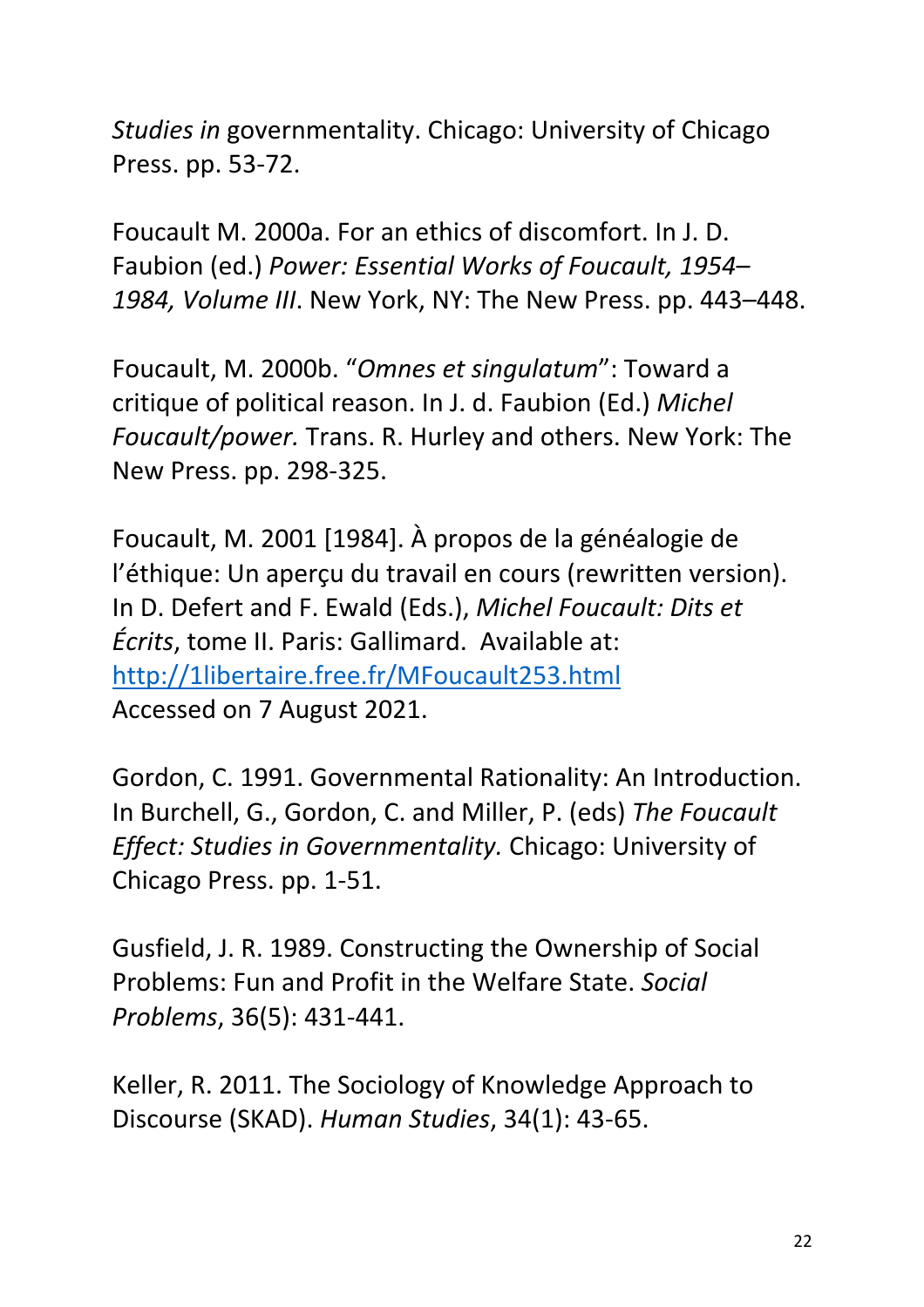*Studies in* governmentality. Chicago: University of Chicago Press. pp. 53-72.

Foucault M. 2000a. For an ethics of discomfort. In J. D. Faubion (ed.) *Power: Essential Works of Foucault, 1954–1984, Volume III*. New York, NY: The New Press. pp. 443–448.

Foucault, M. 2000b. "*Omnes et singulatum*": Toward a critique of political reason. In J. d. Faubion (Ed.) *Michel Foucault/power.* Trans. R. Hurley and others. New York: The New Press. pp. 298-325.

Foucault, M. 2001 [1984]. À propos de la généalogie de l'éthique: Un aperçu du travail en cours (rewritten version). In D. Defert and F. Ewald (Eds.), *Michel Foucault: Dits et Écrits*, tome II. Paris: Gallimard. Available at: http://1libertaire.free.fr/MFoucault253.html Accessed on 7 August 2021.

Gordon, C. 1991. Governmental Rationality: An Introduction. In Burchell, G., Gordon, C. and Miller, P. (eds) *The Foucault Effect: Studies in Governmentality.* Chicago: University of Chicago Press. pp. 1-51.

Gusfield, J. R. 1989. Constructing the Ownership of Social Problems: Fun and Profit in the Welfare State. *Social Problems*, 36(5): 431-441.

Keller, R. 2011. The Sociology of Knowledge Approach to Discourse (SKAD). *Human Studies*, 34(1): 43-65.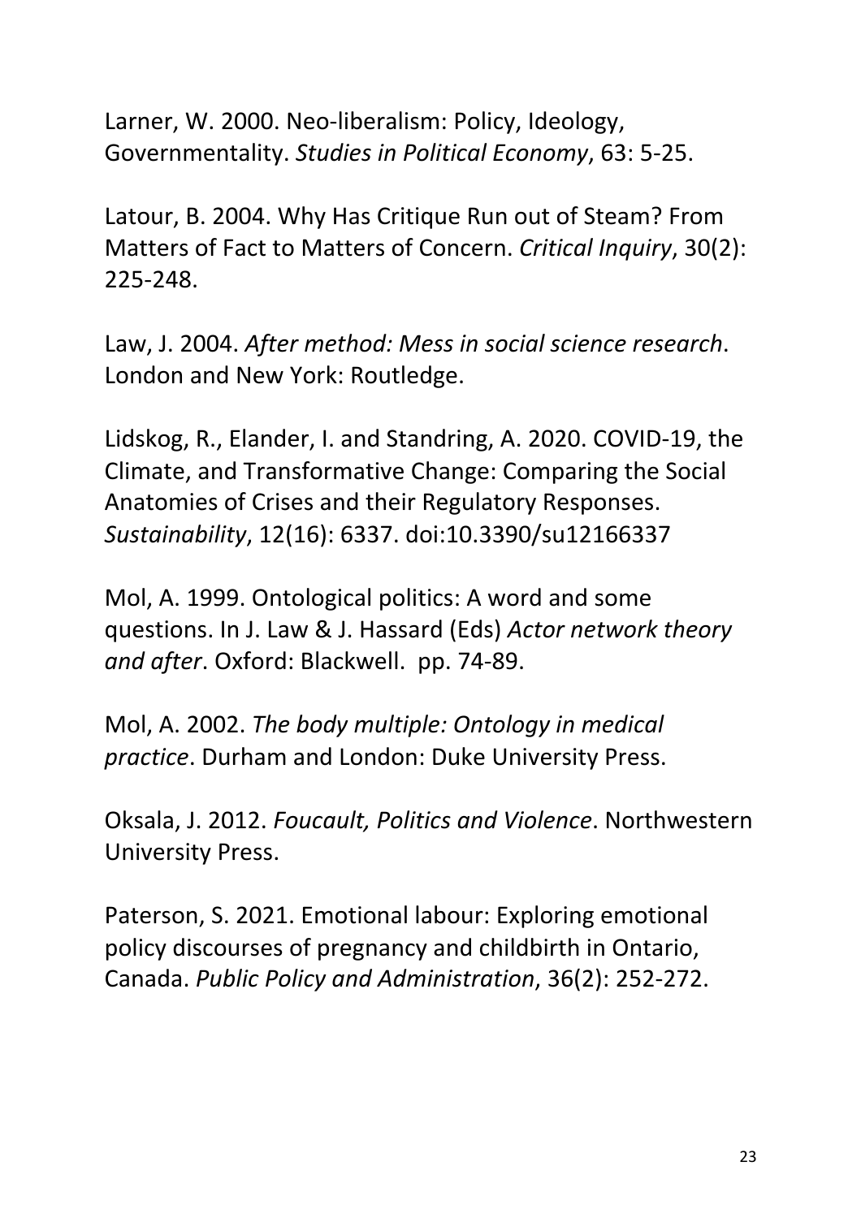Larner, W. 2000. Neo-liberalism: Policy, Ideology, Governmentality. *Studies in Political Economy*, 63: 5-25.

Latour, B. 2004. Why Has Critique Run out of Steam? From Matters of Fact to Matters of Concern. *Critical Inquiry*, 30(2): 225-248.

Law, J. 2004. *After method: Mess in social science research*. London and New York: Routledge.

Lidskog, R., Elander, I. and Standring, A. 2020. COVID-19, the Climate, and Transformative Change: Comparing the Social Anatomies of Crises and their Regulatory Responses. *Sustainability*, 12(16): 6337. doi:10.3390/su12166337

Mol, A. 1999. Ontological politics: A word and some questions. In J. Law & J. Hassard (Eds) *Actor network theory and after*. Oxford: Blackwell. pp. 74-89.

Mol, A. 2002. *The body multiple: Ontology in medical practice*. Durham and London: Duke University Press.

Oksala, J. 2012. *Foucault, Politics and Violence*. Northwestern University Press.

Paterson, S. 2021. Emotional labour: Exploring emotional policy discourses of pregnancy and childbirth in Ontario, Canada. *Public Policy and Administration*, 36(2): 252-272.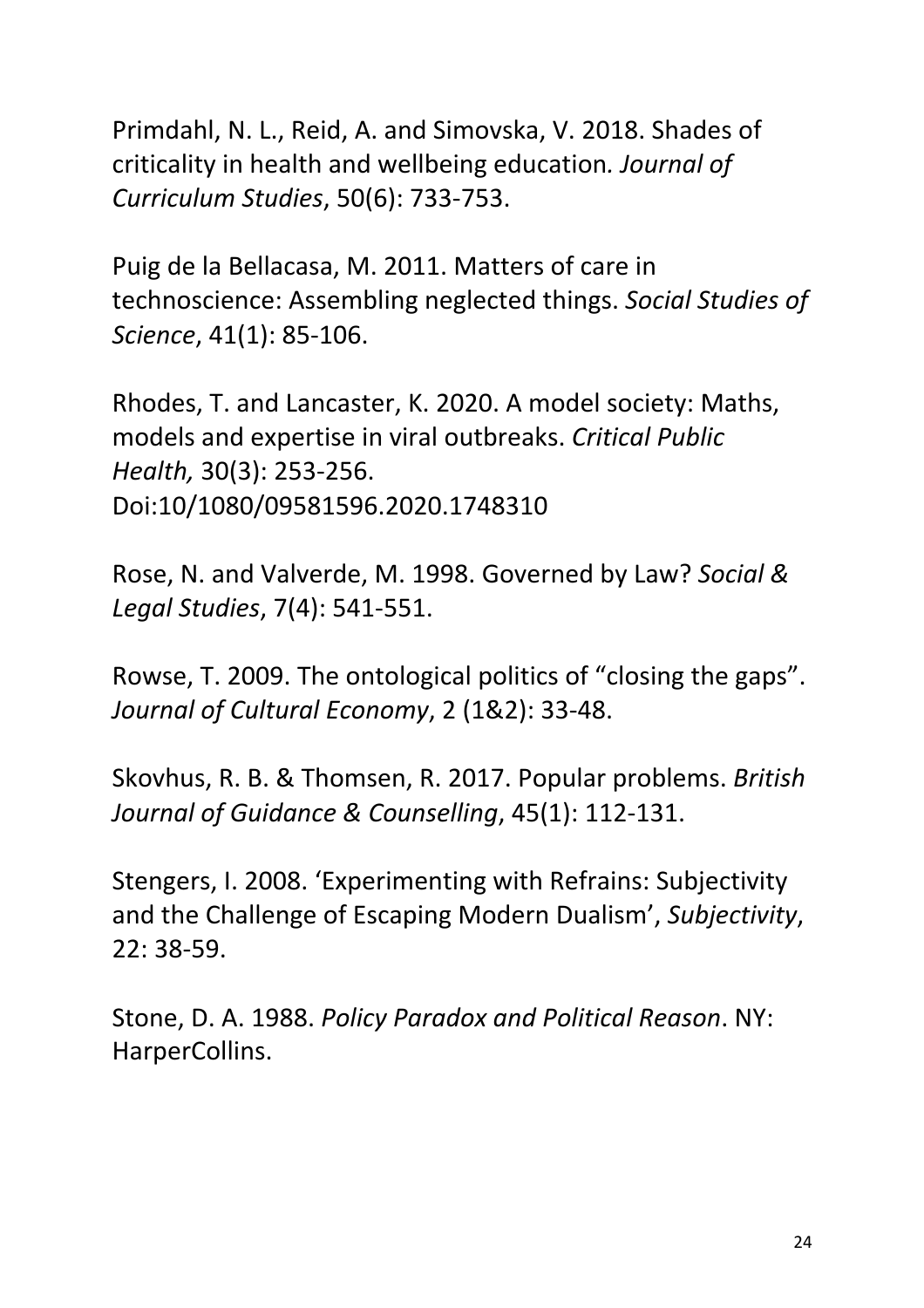Primdahl, N. L., Reid, A. and Simovska, V. 2018. Shades of criticality in health and wellbeing education*. Journal of Curriculum Studies*, 50(6): 733-753.

Puig de la Bellacasa, M. 2011. Matters of care in technoscience: Assembling neglected things. *Social Studies of Science*, 41(1): 85-106.

Rhodes, T. and Lancaster, K. 2020. A model society: Maths, models and expertise in viral outbreaks. *Critical Public Health,* 30(3): 253-256. Doi:10/1080/09581596.2020.1748310

Rose, N. and Valverde, M. 1998. Governed by Law? *Social & Legal Studies*, 7(4): 541-551.

Rowse, T. 2009. The ontological politics of "closing the gaps". *Journal of Cultural Economy*, 2 (1&2): 33-48.

Skovhus, R. B. & Thomsen, R. 2017. Popular problems. *British Journal of Guidance & Counselling*, 45(1): 112-131.

Stengers, I. 2008. 'Experimenting with Refrains: Subjectivity and the Challenge of Escaping Modern Dualism', *Subjectivity*, 22: 38-59.

Stone, D. A. 1988. *Policy Paradox and Political Reason*. NY: HarperCollins.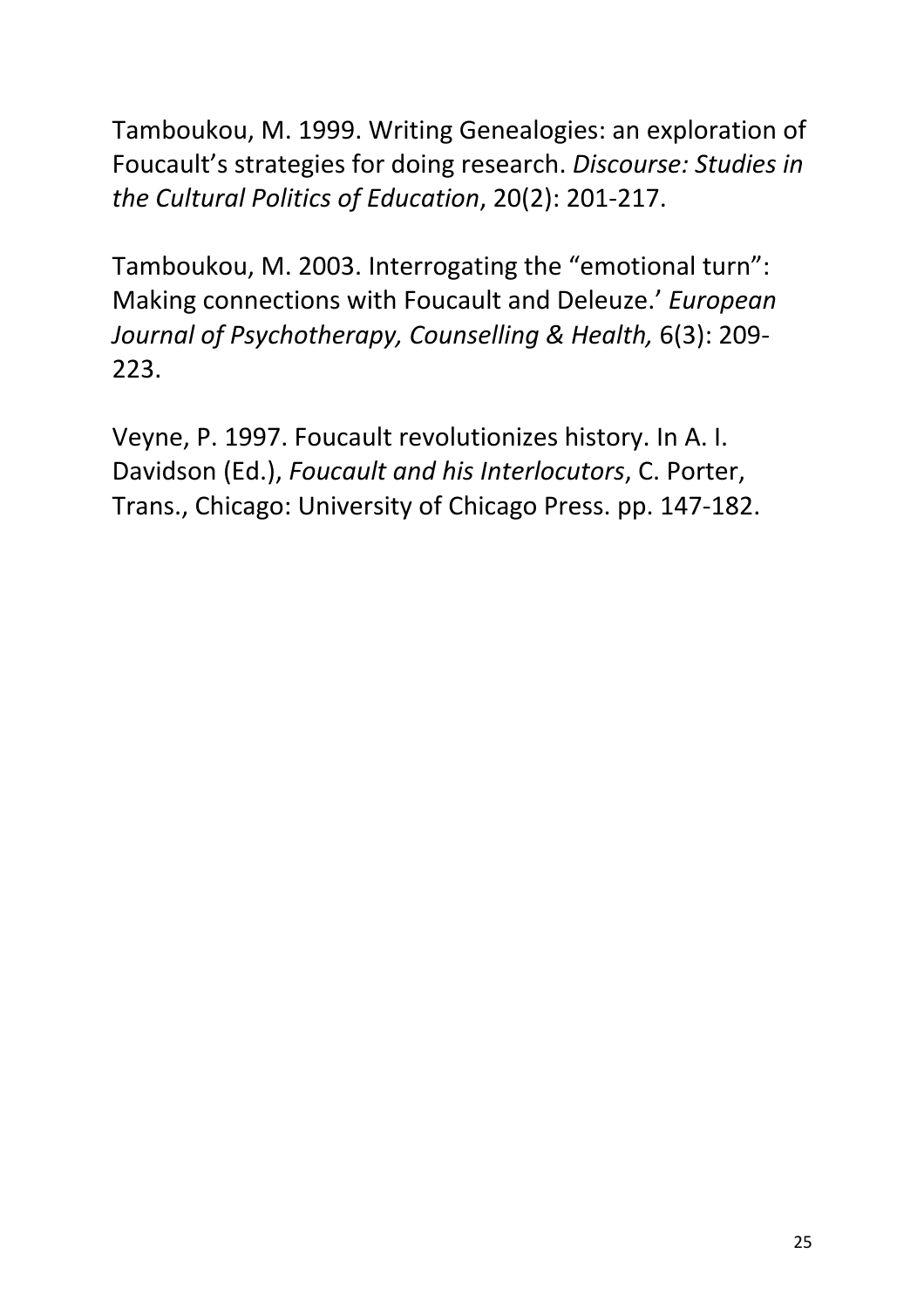Tamboukou, M. 1999. Writing Genealogies: an exploration of Foucault's strategies for doing research. *Discourse: Studies in the Cultural Politics of Education*, 20(2): 201-217.

Tamboukou, M. 2003. Interrogating the "emotional turn": Making connections with Foucault and Deleuze.' *European Journal of Psychotherapy, Counselling & Health,* 6(3): 209-223.

Veyne, P. 1997. Foucault revolutionizes history. In A. I. Davidson (Ed.), *Foucault and his Interlocutors*, C. Porter, Trans., Chicago: University of Chicago Press. pp. 147-182.